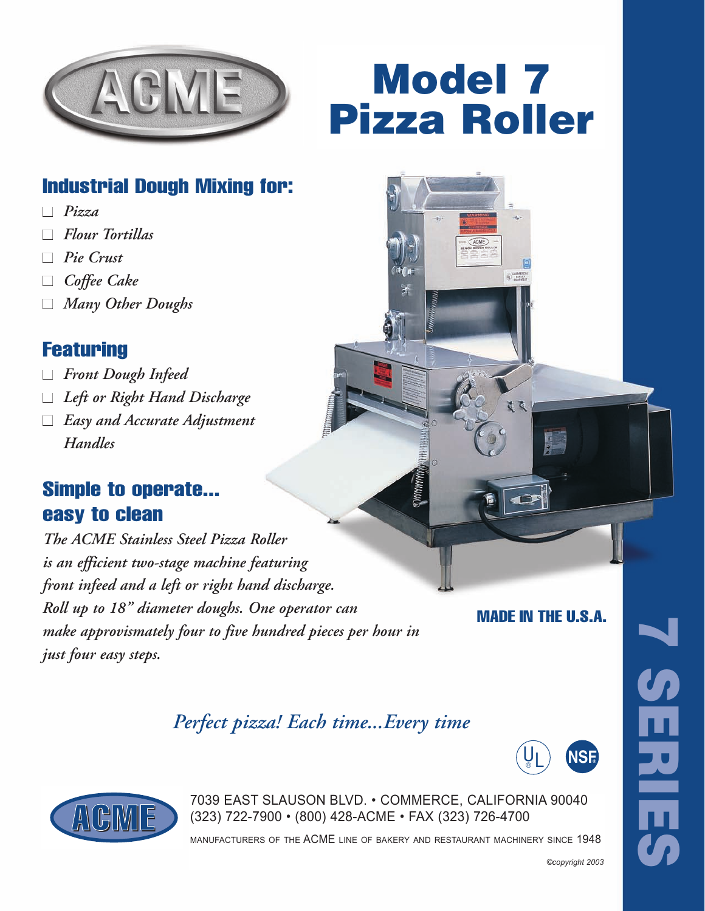# Model 7 Pizza Roller

## Industial Dough Mixing for:

- *Pizza*
- *Flour Tortillas*
- *Pie Crust*
- *Coffee Cake*
- *Many Other Doughs*

## Featuring

- *Front Dough Infeed*
- *Left or Right Hand Discharge*
- *Easy and Accurate Adjustment Handles*

## Simple to operate... easy to clean

*The ACME Stainless Steel Pizza Roller is an efficient two-stage machine featuring front infeed and a left or right hand discharge. Roll up to 18" diameter doughs. One operator can make approvismately four to five hundred pieces per hour in just four easy steps.*

**MADE IN THE U.S.A.**

*Perfect pizza! Each time...Every time*

7039 EAST SLAUSON BLVD. • COMMERCE, CALIFORNIA 90040
(323) 722-7900 • (800) 428-ACME • FAX (323) 726-4700

MANUFACTURERS OF THE ACME LINE OF BAKERY AND RESTAURANT MACHINERY SINCE 1948

*©copyright 2003*

7 SERIES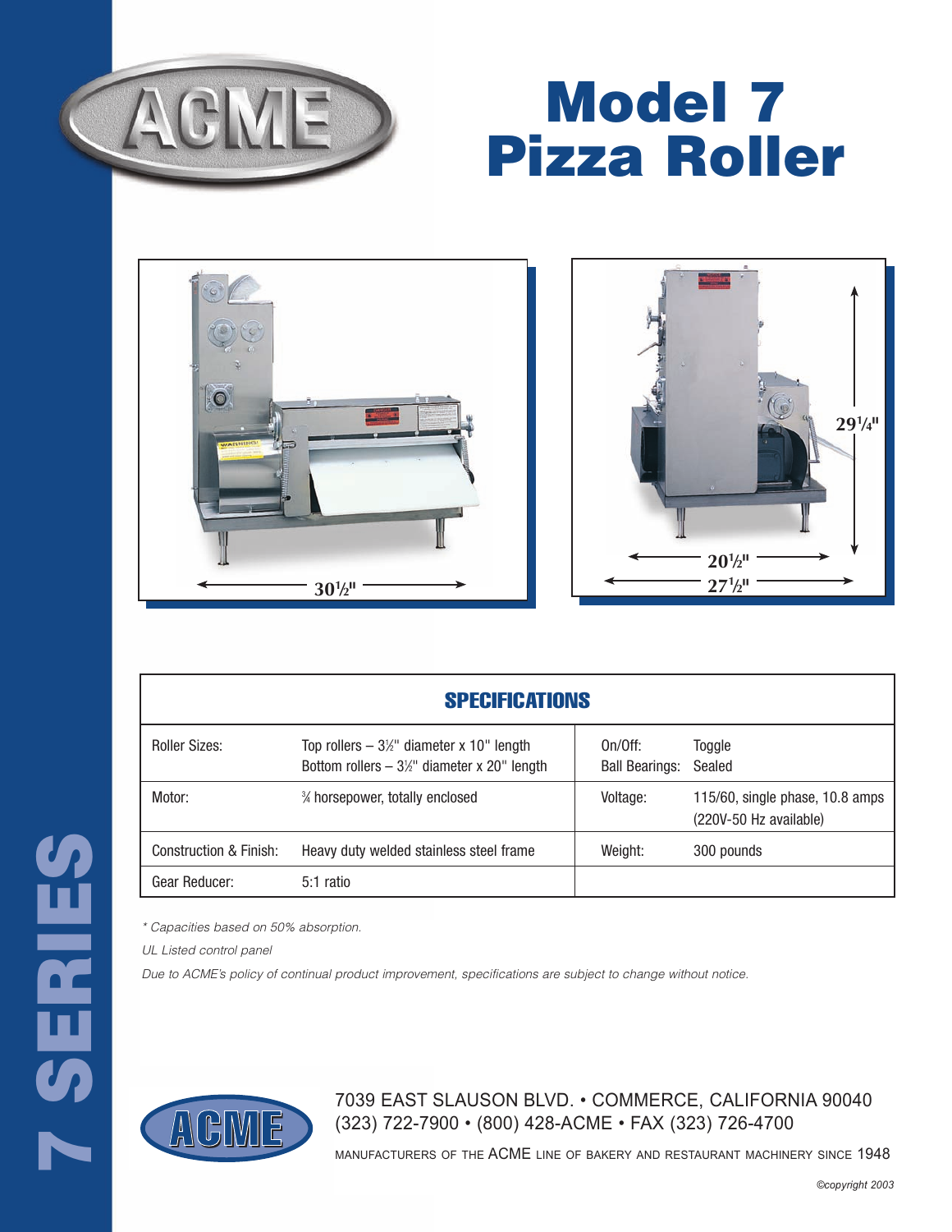# Model 7 Pizza Roller

30½"

29¼"

20½"

27½"

| SPECIFICATIONS | | | |
|---|---|---|---|
| Roller Sizes: | Top rollers – 3½" diameter x 10" length<br>Bottom rollers – 3½" diameter x 20" length | On/Off:<br>Ball Bearings: | Toggle<br>Sealed |
| Motor: | ¾ horsepower, totally enclosed | Voltage: | 115/60, single phase, 10.8 amps (220V-50 Hz available) |
| Construction & Finish: | Heavy duty welded stainless steel frame | Weight: | 300 pounds |
| Gear Reducer: | 5:1 ratio | | |

*\* Capacities based on 50% absorption.*

*UL Listed control panel*

*Due to ACME's policy of continual product improvement, specifications are subject to change without notice.*

7 SERIES

ACME

7039 EAST SLAUSON BLVD. • COMMERCE, CALIFORNIA 90040
(323) 722-7900 • (800) 428-ACME • FAX (323) 726-4700

MANUFACTURERS OF THE ACME LINE OF BAKERY AND RESTAURANT MACHINERY SINCE 1948

*©copyright 2003*